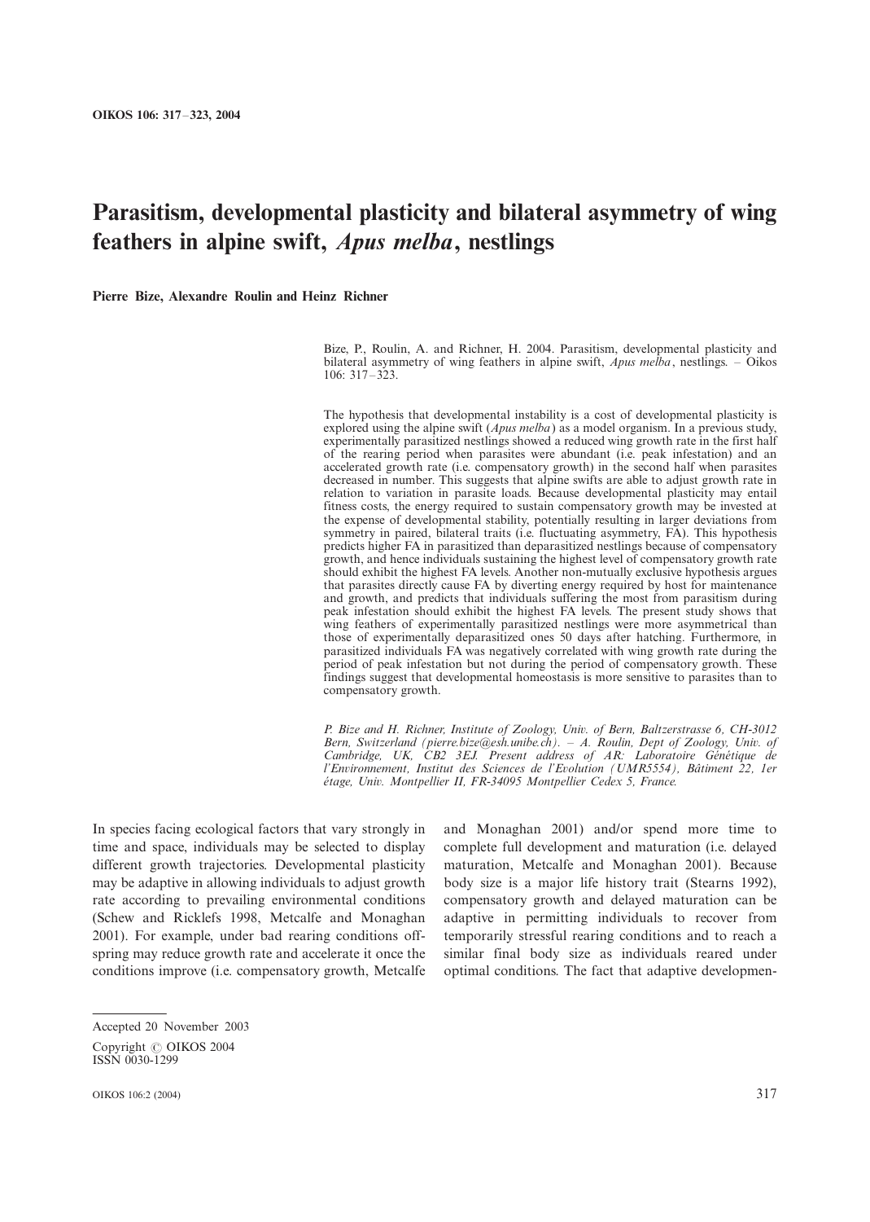# Parasitism, developmental plasticity and bilateral asymmetry of wing feathers in alpine swift, *Apus melba*, nestlings

**Pierre Bize, Alexandre Roulin and Heinz Richner**

Bize, P., Roulin, A. and Richner, H. 2004. Parasitism, developmental plasticity and bilateral asymmetry of wing feathers in alpine swift, *Apus melba*, nestlings. – Oikos 106: 317–323.

The hypothesis that developmental instability is a cost of developmental plasticity is explored using the alpine swift (*Apus melba*) as a model organism. In a previous study, experimentally parasitized nestlings showed a reduced wing growth rate in the first half of the rearing period when parasites were abundant (i.e. peak infestation) and an accelerated growth rate (i.e. compensatory growth) in the second half when parasites decreased in number. This suggests that alpine swifts are able to adjust growth rate in relation to variation in parasite loads. Because developmental plasticity may entail fitness costs, the energy required to sustain compensatory growth may be invested at the expense of developmental stability, potentially resulting in larger deviations from symmetry in paired, bilateral traits (i.e. fluctuating asymmetry, FA). This hypothesis predicts higher FA in parasitized than deparasitized nestlings because of compensatory growth, and hence individuals sustaining the highest level of compensatory growth rate should exhibit the highest FA levels. Another non-mutually exclusive hypothesis argues that parasites directly cause FA by diverting energy required by host for maintenance and growth, and predicts that individuals suffering the most from parasitism during peak infestation should exhibit the highest FA levels. The present study shows that wing feathers of experimentally parasitized nestlings were more asymmetrical than those of experimentally deparasitized ones 50 days after hatching. Furthermore, in parasitized individuals FA was negatively correlated with wing growth rate during the period of peak infestation but not during the period of compensatory growth. These findings suggest that developmental homeostasis is more sensitive to parasites than to compensatory growth.

*P. Bize and H. Richner, Institute of Zoology, Univ. of Bern, Baltzerstrasse 6, CH-3012 Bern, Switzerland (pierre.bize@esh.unibe.ch). – A. Roulin, Dept of Zoology, Univ. of Cambridge, UK, CB2 3EJ. Present address of AR: Laboratoire Génétique de l'Environnement, Institut des Sciences de l'Evolution (UMR5554), Bâtiment 22, 1er étage, Univ. Montpellier II, FR-34095 Montpellier Cedex 5, France.*

In species facing ecological factors that vary strongly in time and space, individuals may be selected to display different growth trajectories. Developmental plasticity may be adaptive in allowing individuals to adjust growth rate according to prevailing environmental conditions (Schew and Ricklefs 1998, Metcalfe and Monaghan 2001). For example, under bad rearing conditions offspring may reduce growth rate and accelerate it once the conditions improve (i.e. compensatory growth, Metcalfe and Monaghan 2001) and/or spend more time to complete full development and maturation (i.e. delayed maturation, Metcalfe and Monaghan 2001). Because body size is a major life history trait (Stearns 1992), compensatory growth and delayed maturation can be adaptive in permitting individuals to recover from temporarily stressful rearing conditions and to reach a similar final body size as individuals reared under optimal conditions. The fact that adaptive developmen-

Accepted 20 November 2003

Copyright © OIKOS 2004
ISSN 0030-1299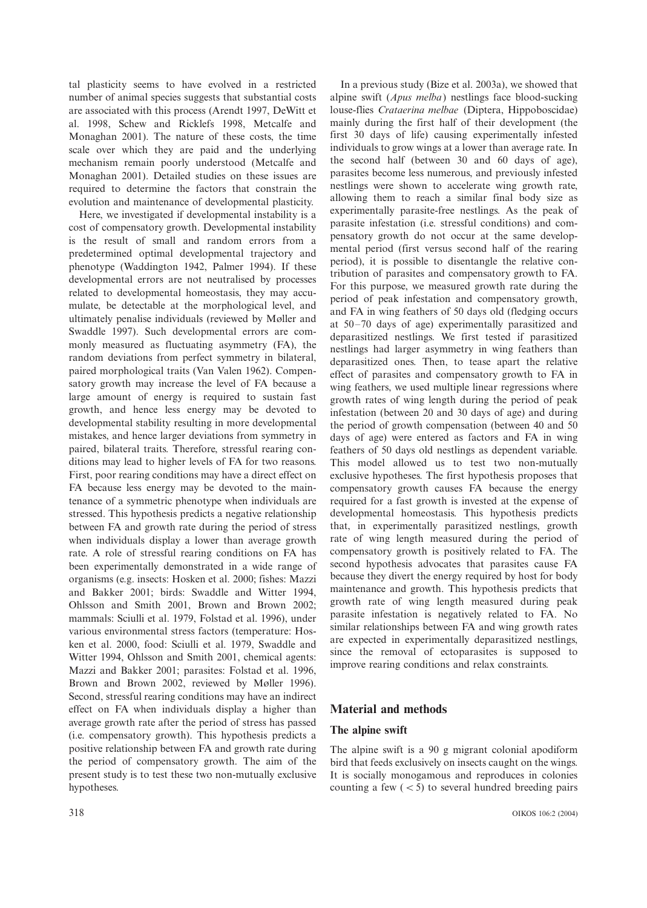tal plasticity seems to have evolved in a restricted number of animal species suggests that substantial costs are associated with this process (Arendt 1997, DeWitt et al. 1998, Schew and Ricklefs 1998, Metcalfe and Monaghan 2001). The nature of these costs, the time scale over which they are paid and the underlying mechanism remain poorly understood (Metcalfe and Monaghan 2001). Detailed studies on these issues are required to determine the factors that constrain the evolution and maintenance of developmental plasticity.

Here, we investigated if developmental instability is a cost of compensatory growth. Developmental instability is the result of small and random errors from a predetermined optimal developmental trajectory and phenotype (Waddington 1942, Palmer 1994). If these developmental errors are not neutralised by processes related to developmental homeostasis, they may accumulate, be detectable at the morphological level, and ultimately penalise individuals (reviewed by Møller and Swaddle 1997). Such developmental errors are commonly measured as fluctuating asymmetry (FA), the random deviations from perfect symmetry in bilateral, paired morphological traits (Van Valen 1962). Compensatory growth may increase the level of FA because a large amount of energy is required to sustain fast growth, and hence less energy may be devoted to developmental stability resulting in more developmental mistakes, and hence larger deviations from symmetry in paired, bilateral traits. Therefore, stressful rearing conditions may lead to higher levels of FA for two reasons. First, poor rearing conditions may have a direct effect on FA because less energy may be devoted to the maintenance of a symmetric phenotype when individuals are stressed. This hypothesis predicts a negative relationship between FA and growth rate during the period of stress when individuals display a lower than average growth rate. A role of stressful rearing conditions on FA has been experimentally demonstrated in a wide range of organisms (e.g. insects: Hosken et al. 2000; fishes: Mazzi and Bakker 2001; birds: Swaddle and Witter 1994, Ohlsson and Smith 2001, Brown and Brown 2002; mammals: Sciulli et al. 1979, Folstad et al. 1996), under various environmental stress factors (temperature: Hosken et al. 2000, food: Sciulli et al. 1979, Swaddle and Witter 1994, Ohlsson and Smith 2001, chemical agents: Mazzi and Bakker 2001; parasites: Folstad et al. 1996, Brown and Brown 2002, reviewed by Møller 1996). Second, stressful rearing conditions may have an indirect effect on FA when individuals display a higher than average growth rate after the period of stress has passed (i.e. compensatory growth). This hypothesis predicts a positive relationship between FA and growth rate during the period of compensatory growth. The aim of the present study is to test these two non-mutually exclusive hypotheses.

In a previous study (Bize et al. 2003a), we showed that alpine swift (*Apus melba*) nestlings face blood-sucking louse-flies *Crataerina melbae* (Diptera, Hippoboscidae) mainly during the first half of their development (the first 30 days of life) causing experimentally infested individuals to grow wings at a lower than average rate. In the second half (between 30 and 60 days of age), parasites become less numerous, and previously infested nestlings were shown to accelerate wing growth rate, allowing them to reach a similar final body size as experimentally parasite-free nestlings. As the peak of parasite infestation (i.e. stressful conditions) and compensatory growth do not occur at the same developmental period (first versus second half of the rearing period), it is possible to disentangle the relative contribution of parasites and compensatory growth to FA. For this purpose, we measured growth rate during the period of peak infestation and compensatory growth, and FA in wing feathers of 50 days old (fledging occurs at 50–70 days of age) experimentally parasitized and deparasitized nestlings. We first tested if parasitized nestlings had larger asymmetry in wing feathers than deparasitized ones. Then, to tease apart the relative effect of parasites and compensatory growth to FA in wing feathers, we used multiple linear regressions where growth rates of wing length during the period of peak infestation (between 20 and 30 days of age) and during the period of growth compensation (between 40 and 50 days of age) were entered as factors and FA in wing feathers of 50 days old nestlings as dependent variable. This model allowed us to test two non-mutually exclusive hypotheses. The first hypothesis proposes that compensatory growth causes FA because the energy required for a fast growth is invested at the expense of developmental homeostasis. This hypothesis predicts that, in experimentally parasitized nestlings, growth rate of wing length measured during the period of compensatory growth is positively related to FA. The second hypothesis advocates that parasites cause FA because they divert the energy required by host for body maintenance and growth. This hypothesis predicts that growth rate of wing length measured during peak parasite infestation is negatively related to FA. No similar relationships between FA and wing growth rates are expected in experimentally deparasitized nestlings, since the removal of ectoparasites is supposed to improve rearing conditions and relax constraints.

## Material and methods

### The alpine swift

The alpine swift is a 90 g migrant colonial apodiform bird that feeds exclusively on insects caught on the wings. It is socially monogamous and reproduces in colonies counting a few ($<5$) to several hundred breeding pairs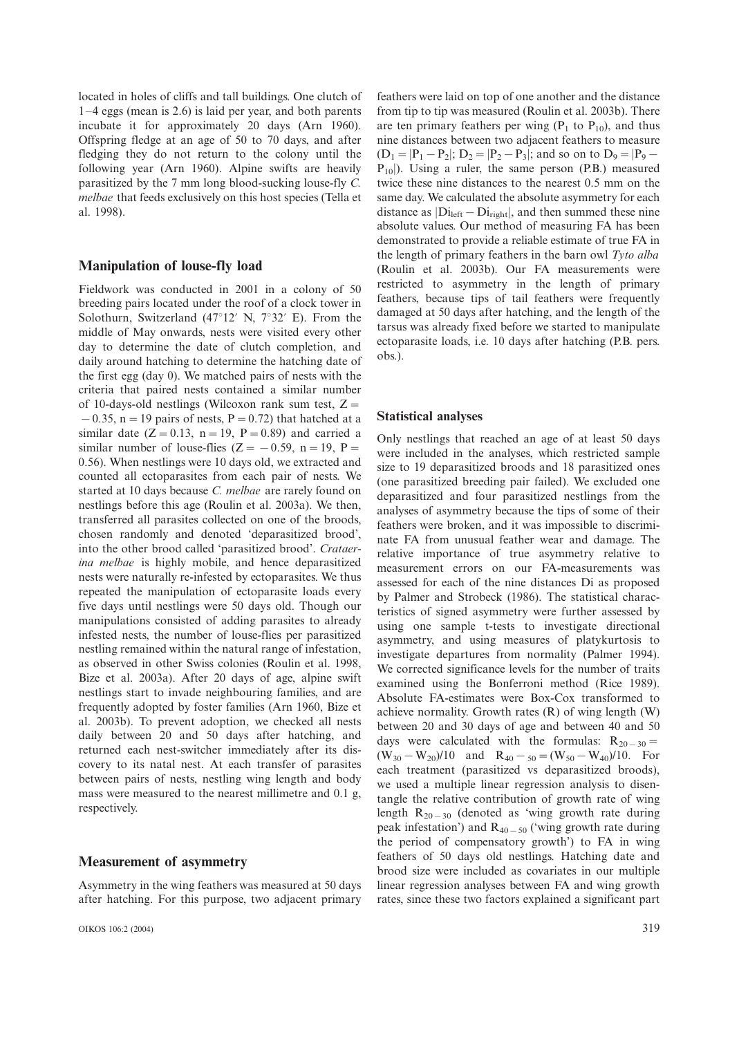located in holes of cliffs and tall buildings. One clutch of 1–4 eggs (mean is 2.6) is laid per year, and both parents incubate it for approximately 20 days (Arn 1960). Offspring fledge at an age of 50 to 70 days, and after fledging they do not return to the colony until the following year (Arn 1960). Alpine swifts are heavily parasitized by the 7 mm long blood-sucking louse-fly *C. melbae* that feeds exclusively on this host species (Tella et al. 1998).

## Manipulation of louse-fly load

Fieldwork was conducted in 2001 in a colony of 50 breeding pairs located under the roof of a clock tower in Solothurn, Switzerland (47°12′ N, 7°32′ E). From the middle of May onwards, nests were visited every other day to determine the date of clutch completion, and daily around hatching to determine the hatching date of the first egg (day 0). We matched pairs of nests with the criteria that paired nests contained a similar number of 10-days-old nestlings (Wilcoxon rank sum test, $Z = -0.35$, $n = 19$ pairs of nests, $P = 0.72$) that hatched at a similar date ($Z = 0.13$, $n = 19$, $P = 0.89$) and carried a similar number of louse-flies ($Z = -0.59$, $n = 19$, $P = 0.56$). When nestlings were 10 days old, we extracted and counted all ectoparasites from each pair of nests. We started at 10 days because *C. melbae* are rarely found on nestlings before this age (Roulin et al. 2003a). We then, transferred all parasites collected on one of the broods, chosen randomly and denoted 'deparasitized brood', into the other brood called 'parasitized brood'. *Crataerina melbae* is highly mobile, and hence deparasitized nests were naturally re-infested by ectoparasites. We thus repeated the manipulation of ectoparasite loads every five days until nestlings were 50 days old. Though our manipulations consisted of adding parasites to already infested nests, the number of louse-flies per parasitized nestling remained within the natural range of infestation, as observed in other Swiss colonies (Roulin et al. 1998, Bize et al. 2003a). After 20 days of age, alpine swift nestlings start to invade neighbouring families, and are frequently adopted by foster families (Arn 1960, Bize et al. 2003b). To prevent adoption, we checked all nests daily between 20 and 50 days after hatching, and returned each nest-switcher immediately after its discovery to its natal nest. At each transfer of parasites between pairs of nests, nestling wing length and body mass were measured to the nearest millimetre and 0.1 g, respectively.

## Measurement of asymmetry

Asymmetry in the wing feathers was measured at 50 days after hatching. For this purpose, two adjacent primary feathers were laid on top of one another and the distance from tip to tip was measured (Roulin et al. 2003b). There are ten primary feathers per wing ($P_1$ to $P_{10}$), and thus nine distances between two adjacent feathers to measure ($D_1 = |P_1 - P_2|$; $D_2 = |P_2 - P_3|$; and so on to $D_9 = |P_9 - P_{10}|$). Using a ruler, the same person (P.B.) measured twice these nine distances to the nearest 0.5 mm on the same day. We calculated the absolute asymmetry for each distance as $|Di_{left} - Di_{right}|$, and then summed these nine absolute values. Our method of measuring FA has been demonstrated to provide a reliable estimate of true FA in the length of primary feathers in the barn owl *Tyto alba* (Roulin et al. 2003b). Our FA measurements were restricted to asymmetry in the length of primary feathers, because tips of tail feathers were frequently damaged at 50 days after hatching, and the length of the tarsus was already fixed before we started to manipulate ectoparasite loads, i.e. 10 days after hatching (P.B. pers. obs.).

## Statistical analyses

Only nestlings that reached an age of at least 50 days were included in the analyses, which restricted sample size to 19 deparasitized broods and 18 parasitized ones (one parasitized breeding pair failed). We excluded one deparasitized and four parasitized nestlings from the analyses of asymmetry because the tips of some of their feathers were broken, and it was impossible to discriminate FA from unusual feather wear and damage. The relative importance of true asymmetry relative to measurement errors on our FA-measurements was assessed for each of the nine distances Di as proposed by Palmer and Strobeck (1986). The statistical characteristics of signed asymmetry were further assessed by using one sample t-tests to investigate directional asymmetry, and using measures of platykurtosis to investigate departures from normality (Palmer 1994). We corrected significance levels for the number of traits examined using the Bonferroni method (Rice 1989). Absolute FA-estimates were Box-Cox transformed to achieve normality. Growth rates (R) of wing length (W) between 20 and 30 days of age and between 40 and 50 days were calculated with the formulas: $R_{20-30} = (W_{30} - W_{20})/10$ and $R_{40-50} = (W_{50} - W_{40})/10$. For each treatment (parasitized vs deparasitized broods), we used a multiple linear regression analysis to disentangle the relative contribution of growth rate of wing length $R_{20-30}$ (denoted as 'wing growth rate during peak infestation') and $R_{40-50}$ ('wing growth rate during the period of compensatory growth') to FA in wing feathers of 50 days old nestlings. Hatching date and brood size were included as covariates in our multiple linear regression analyses between FA and wing growth rates, since these two factors explained a significant part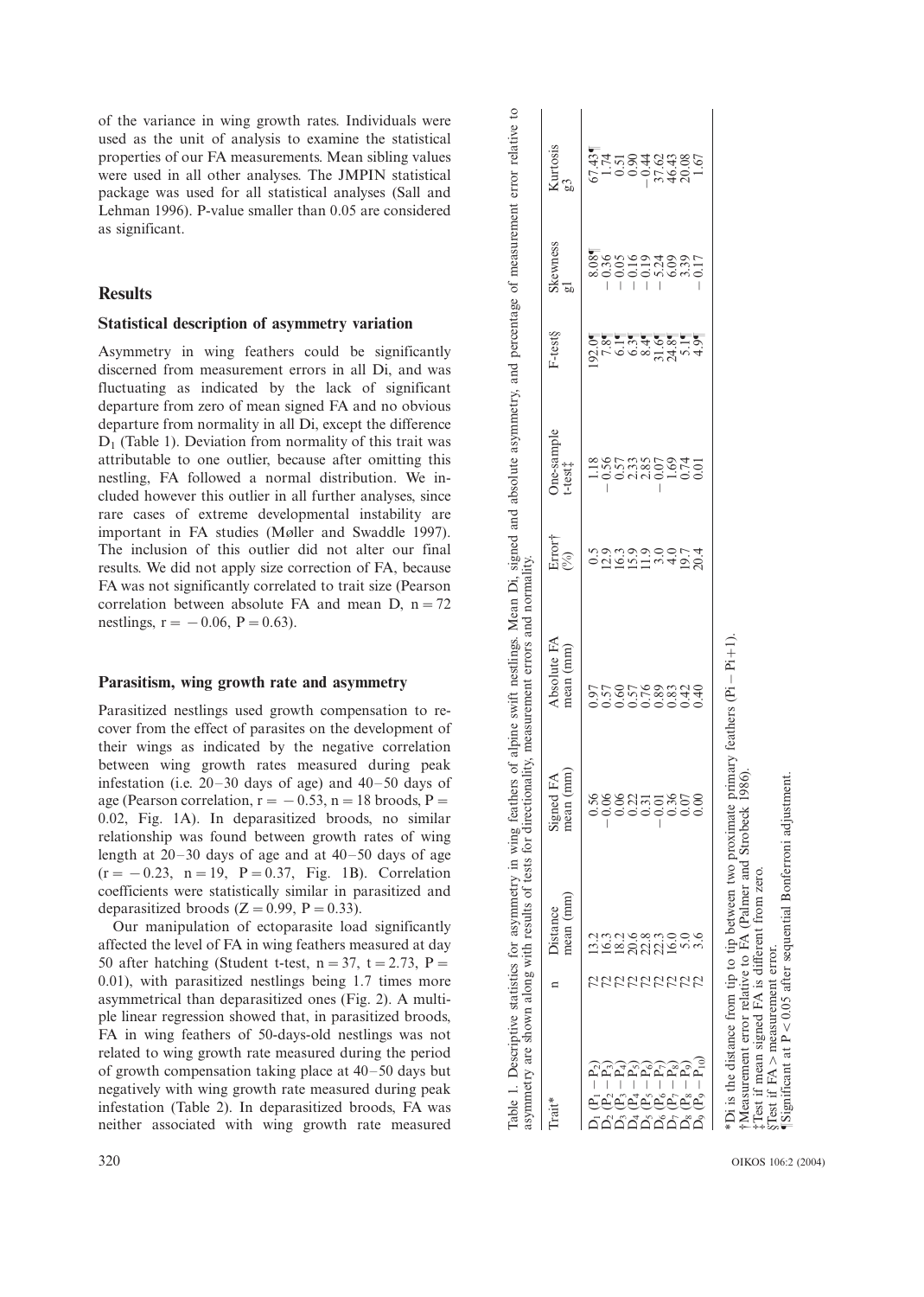of the variance in wing growth rates. Individuals were used as the unit of analysis to examine the statistical properties of our FA measurements. Mean sibling values were used in all other analyses. The JMPIN statistical package was used for all statistical analyses (Sall and Lehman 1996). P-value smaller than 0.05 are considered as significant.

## Results

### Statistical description of asymmetry variation

Asymmetry in wing feathers could be significantly discerned from measurement errors in all Di, and was fluctuating as indicated by the lack of significant departure from zero of mean signed FA and no obvious departure from normality in all Di, except the difference $D_1$ (Table 1). Deviation from normality of this trait was attributable to one outlier, because after omitting this nestling, FA followed a normal distribution. We included however this outlier in all further analyses, since rare cases of extreme developmental instability are important in FA studies (Møller and Swaddle 1997). The inclusion of this outlier did not alter our final results. We did not apply size correction of FA, because FA was not significantly correlated to trait size (Pearson correlation between absolute FA and mean D, n = 72 nestlings, r = −0.06, P = 0.63).

### Parasitism, wing growth rate and asymmetry

Parasitized nestlings used growth compensation to recover from the effect of parasites on the development of their wings as indicated by the negative correlation between wing growth rates measured during peak infestation (i.e. 20–30 days of age) and 40–50 days of age (Pearson correlation, r = −0.53, n = 18 broods, P = 0.02, Fig. 1A). In deparasitized broods, no similar relationship was found between growth rates of wing length at 20–30 days of age and at 40–50 days of age (r = −0.23, n = 19, P = 0.37, Fig. 1B). Correlation coefficients were statistically similar in parasitized and deparasitized broods (Z = 0.99, P = 0.33).

Our manipulation of ectoparasite load significantly affected the level of FA in wing feathers measured at day 50 after hatching (Student t-test, n = 37, t = 2.73, P = 0.01), with parasitized nestlings being 1.7 times more asymmetrical than deparasitized ones (Fig. 2). A multiple linear regression showed that, in parasitized broods, FA in wing feathers of 50-days-old nestlings was not related to wing growth rate measured during the period of growth compensation taking place at 40–50 days but negatively with wing growth rate measured during peak infestation (Table 2). In deparasitized broods, FA was neither associated with wing growth rate measured

Table 1. Descriptive statistics for asymmetry in wing feathers of alpine swift nestlings. Mean Di, signed and absolute asymmetry, and percentage of measurement error relative to asymmetry are shown along with results of tests for directionality, measurement errors and normality.

| Trait* | n | Distance mean (mm) | Signed FA mean (mm) | Absolute FA mean (mm) | Error† (%) | One-sample t-test‡ | F-test§ | Skewness g1 | Kurtosis g3 |
|---|---|---|---|---|---|---|---|---|---|
| $D_1$ ($P_1-P_2$) | 72 | 13.2 | 0.56 | 0.97 | 0.5 | 1.18 | 192.0¶ | 8.08¶ | 67.43¶ |
| $D_2$ ($P_2-P_3$) | 72 | 16.3 | −0.06 | 0.57 | 12.9 | −0.56 | 7.8¶ | −0.36 | 1.74 |
| $D_3$ ($P_3-P_4$) | 72 | 18.2 | 0.06 | 0.60 | 16.3 | 0.57 | 6.1¶ | −0.05 | 0.51 |
| $D_4$ ($P_4-P_5$) | 72 | 20.6 | 0.22 | 0.57 | 15.9 | 2.33 | 6.3¶ | −0.16 | 0.90 |
| $D_5$ ($P_5-P_6$) | 72 | 22.8 | 0.31 | 0.76 | 11.9 | 2.85 | 8.4¶ | −0.19 | −0.44 |
| $D_6$ ($P_6-P_7$) | 72 | 22.3 | −0.01 | 0.89 | 3.0 | −0.07 | 31.6¶ | −5.24 | 37.62 |
| $D_7$ ($P_7-P_8$) | 72 | 16.0 | 0.36 | 0.83 | 4.0 | 1.69 | 24.8¶ | 6.09 | 46.43 |
| $D_8$ ($P_8-P_9$) | 72 | 5.0 | 0.07 | 0.42 | 19.7 | 0.74 | 5.1¶ | 3.39 | 20.08 |
| $D_9$ ($P_9-P_{10}$) | 72 | 3.6 | 0.00 | 0.40 | 20.4 | 0.01 | 4.9¶ | −0.17 | 1.67 |

*Di is the distance from tip to tip between two proximate primary feathers (Pi − Pi+1).
†Measurement error relative to FA (Palmer and Strobeck 1986).
‡Test if mean signed FA is different from zero.
§Test if FA > measurement error.
¶Significant at P < 0.05 after sequential Bonferroni adjustment.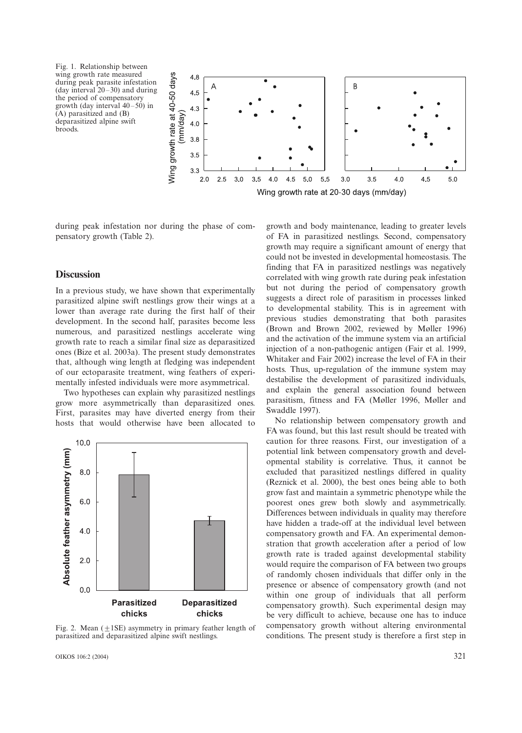Fig. 1. Relationship between wing growth rate measured during peak parasite infestation (day interval 20–30) and during the period of compensatory growth (day interval 40–50) in (A) parasitized and (B) deparasitized alpine swift broods.

during peak infestation nor during the phase of compensatory growth (Table 2).

## Discussion

In a previous study, we have shown that experimentally parasitized alpine swift nestlings grow their wings at a lower than average rate during the first half of their development. In the second half, parasites become less numerous, and parasitized nestlings accelerate wing growth rate to reach a similar final size as deparasitized ones (Bize et al. 2003a). The present study demonstrates that, although wing length at fledging was independent of our ectoparasite treatment, wing feathers of experimentally infested individuals were more asymmetrical.

Two hypotheses can explain why parasitized nestlings grow more asymmetrically than deparasitized ones. First, parasites may have diverted energy from their hosts that would otherwise have been allocated to growth and body maintenance, leading to greater levels of FA in parasitized nestlings. Second, compensatory growth may require a significant amount of energy that could not be invested in developmental homeostasis. The finding that FA in parasitized nestlings was negatively correlated with wing growth rate during peak infestation but not during the period of compensatory growth suggests a direct role of parasitism in processes linked to developmental stability. This is in agreement with previous studies demonstrating that both parasites (Brown and Brown 2002, reviewed by Møller 1996) and the activation of the immune system via an artificial injection of a non-pathogenic antigen (Fair et al. 1999, Whitaker and Fair 2002) increase the level of FA in their hosts. Thus, up-regulation of the immune system may destabilise the development of parasitized individuals, and explain the general association found between parasitism, fitness and FA (Møller 1996, Møller and Swaddle 1997).

Fig. 2. Mean ($\pm$1SE) asymmetry in primary feather length of parasitized and deparasitized alpine swift nestlings.

No relationship between compensatory growth and FA was found, but this last result should be treated with caution for three reasons. First, our investigation of a potential link between compensatory growth and developmental stability is correlative. Thus, it cannot be excluded that parasitized nestlings differed in quality (Reznick et al. 2000), the best ones being able to both grow fast and maintain a symmetric phenotype while the poorest ones grew both slowly and asymmetrically. Differences between individuals in quality may therefore have hidden a trade-off at the individual level between compensatory growth and FA. An experimental demonstration that growth acceleration after a period of low growth rate is traded against developmental stability would require the comparison of FA between two groups of randomly chosen individuals that differ only in the presence or absence of compensatory growth (and not within one group of individuals that all perform compensatory growth). Such experimental design may be very difficult to achieve, because one has to induce compensatory growth without altering environmental conditions. The present study is therefore a first step in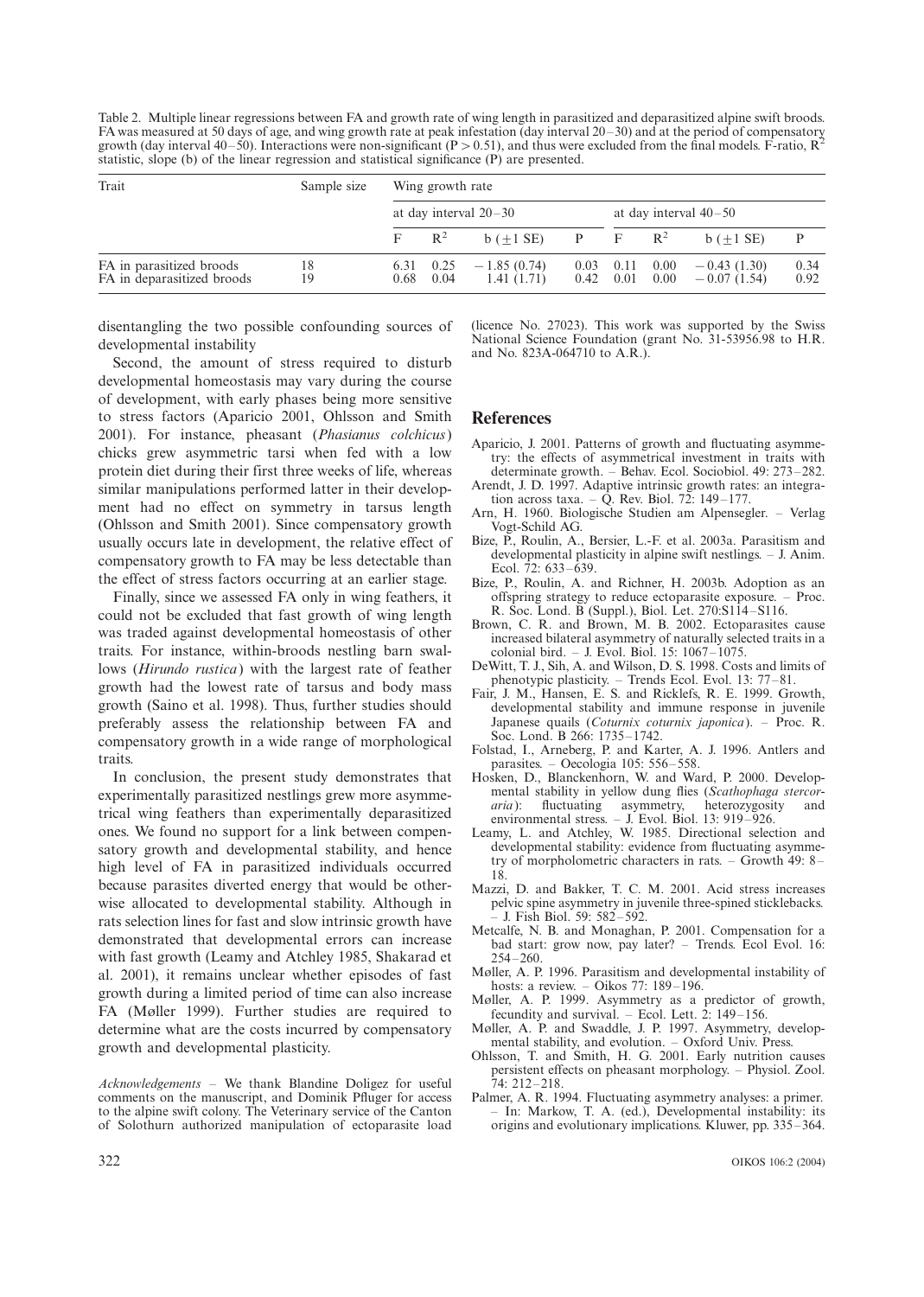Table 2. Multiple linear regressions between FA and growth rate of wing length in parasitized and deparasitized alpine swift broods. FA was measured at 50 days of age, and wing growth rate at peak infestation (day interval 20–30) and at the period of compensatory growth (day interval 40–50). Interactions were non-significant ($P > 0.51$), and thus were excluded from the final models. F-ratio, $R^2$ statistic, slope (b) of the linear regression and statistical significance (P) are presented.

| Trait | Sample size | Wing growth rate | | | | | | | |
|---|---|---|---|---|---|---|---|---|---|
| | | at day interval 20–30 | | | | at day interval 40–50 | | | |
| | | F | $R^2$ | b ($\pm$1 SE) | P | F | $R^2$ | b ($\pm$1 SE) | P |
| FA in parasitized broods | 18 | 6.31 | 0.25 | −1.85 (0.74) | 0.03 | 0.11 | 0.00 | −0.43 (1.30) | 0.34 |
| FA in deparasitized broods | 19 | 0.68 | 0.04 | 1.41 (1.71) | 0.42 | 0.01 | 0.00 | −0.07 (1.54) | 0.92 |

disentangling the two possible confounding sources of developmental instability

Second, the amount of stress required to disturb developmental homeostasis may vary during the course of development, with early phases being more sensitive to stress factors (Aparicio 2001, Ohlsson and Smith 2001). For instance, pheasant (*Phasianus colchicus*) chicks grew asymmetric tarsi when fed with a low protein diet during their first three weeks of life, whereas similar manipulations performed latter in their development had no effect on symmetry in tarsus length (Ohlsson and Smith 2001). Since compensatory growth usually occurs late in development, the relative effect of compensatory growth to FA may be less detectable than the effect of stress factors occurring at an earlier stage.

Finally, since we assessed FA only in wing feathers, it could not be excluded that fast growth of wing length was traded against developmental homeostasis of other traits. For instance, within-broods nestling barn swallows (*Hirundo rustica*) with the largest rate of feather growth had the lowest rate of tarsus and body mass growth (Saino et al. 1998). Thus, further studies should preferably assess the relationship between FA and compensatory growth in a wide range of morphological traits.

In conclusion, the present study demonstrates that experimentally parasitized nestlings grew more asymmetrical wing feathers than experimentally deparasitized ones. We found no support for a link between compensatory growth and developmental stability, and hence high level of FA in parasitized individuals occurred because parasites diverted energy that would be otherwise allocated to developmental stability. Although in rats selection lines for fast and slow intrinsic growth have demonstrated that developmental errors can increase with fast growth (Leamy and Atchley 1985, Shakarad et al. 2001), it remains unclear whether episodes of fast growth during a limited period of time can also increase FA (Møller 1999). Further studies are required to determine what are the costs incurred by compensatory growth and developmental plasticity.

*Acknowledgements* – We thank Blandine Doligez for useful comments on the manuscript, and Dominik Pfluger for access to the alpine swift colony. The Veterinary service of the Canton of Solothurn authorized manipulation of ectoparasite load (licence No. 27023). This work was supported by the Swiss National Science Foundation (grant No. 31-53956.98 to H.R. and No. 823A-064710 to A.R.).

## References

Aparicio, J. 2001. Patterns of growth and fluctuating asymmetry: the effects of asymmetrical investment in traits with determinate growth. – Behav. Ecol. Sociobiol. 49: 273–282.

Arendt, J. D. 1997. Adaptive intrinsic growth rates: an integration across taxa. – Q. Rev. Biol. 72: 149–177.

Arn, H. 1960. Biologische Studien am Alpensegler. – Verlag Vogt-Schild AG.

Bize, P., Roulin, A., Bersier, L.-F. et al. 2003a. Parasitism and developmental plasticity in alpine swift nestlings. – J. Anim. Ecol. 72: 633–639.

Bize, P., Roulin, A. and Richner, H. 2003b. Adoption as an offspring strategy to reduce ectoparasite exposure. – Proc. R. Soc. Lond. B (Suppl.), Biol. Let. 270:S114–S116.

Brown, C. R. and Brown, M. B. 2002. Ectoparasites cause increased bilateral asymmetry of naturally selected traits in a colonial bird. – J. Evol. Biol. 15: 1067–1075.

DeWitt, T. J., Sih, A. and Wilson, D. S. 1998. Costs and limits of phenotypic plasticity. – Trends Ecol. Evol. 13: 77–81.

Fair, J. M., Hansen, E. S. and Ricklefs, R. E. 1999. Growth, developmental stability and immune response in juvenile Japanese quails (*Coturnix coturnix japonica*). – Proc. R. Soc. Lond. B 266: 1735–1742.

Folstad, I., Arneberg, P. and Karter, A. J. 1996. Antlers and parasites. – Oecologia 105: 556–558.

Hosken, D., Blanckenhorn, W. and Ward, P. 2000. Developmental stability in yellow dung flies (*Scathophaga stercoraria*): fluctuating asymmetry, heterozygosity and environmental stress. – J. Evol. Biol. 13: 919–926.

Leamy, L. and Atchley, W. 1985. Directional selection and developmental stability: evidence from fluctuating asymmetry of morpholometric characters in rats. – Growth 49: 8–18.

Mazzi, D. and Bakker, T. C. M. 2001. Acid stress increases pelvic spine asymmetry in juvenile three-spined sticklebacks. – J. Fish Biol. 59: 582–592.

Metcalfe, N. B. and Monaghan, P. 2001. Compensation for a bad start: grow now, pay later? – Trends. Ecol Evol. 16: 254–260.

Møller, A. P. 1996. Parasitism and developmental instability of hosts: a review. – Oikos 77: 189–196.

Møller, A. P. 1999. Asymmetry as a predictor of growth, fecundity and survival. – Ecol. Lett. 2: 149–156.

Møller, A. P. and Swaddle, J. P. 1997. Asymmetry, developmental stability, and evolution. – Oxford Univ. Press.

Ohlsson, T. and Smith, H. G. 2001. Early nutrition causes persistent effects on pheasant morphology. – Physiol. Zool. 74: 212–218.

Palmer, A. R. 1994. Fluctuating asymmetry analyses: a primer. – In: Markow, T. A. (ed.), Developmental instability: its origins and evolutionary implications. Kluwer, pp. 335–364.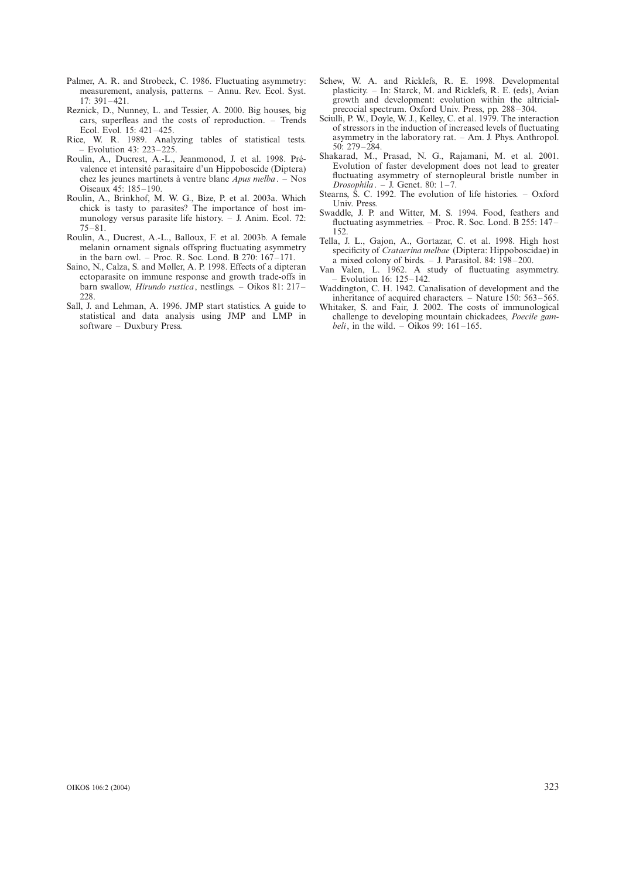Palmer, A. R. and Strobeck, C. 1986. Fluctuating asymmetry: measurement, analysis, patterns. – Annu. Rev. Ecol. Syst. 17: 391–421.

Reznick, D., Nunney, L. and Tessier, A. 2000. Big houses, big cars, superfleas and the costs of reproduction. – Trends Ecol. Evol. 15: 421–425.

Rice, W. R. 1989. Analyzing tables of statistical tests. – Evolution 43: 223–225.

Roulin, A., Ducrest, A.-L., Jeanmonod, J. et al. 1998. Prévalence et intensité parasitaire d'un Hippoboscide (Diptera) chez les jeunes martinets à ventre blanc *Apus melba*. – Nos Oiseaux 45: 185–190.

Roulin, A., Brinkhof, M. W. G., Bize, P. et al. 2003a. Which chick is tasty to parasites? The importance of host immunology versus parasite life history. – J. Anim. Ecol. 72: 75–81.

Roulin, A., Ducrest, A.-L., Balloux, F. et al. 2003b. A female melanin ornament signals offspring fluctuating asymmetry in the barn owl. – Proc. R. Soc. Lond. B 270: 167–171.

Saino, N., Calza, S. and Møller, A. P. 1998. Effects of a dipteran ectoparasite on immune response and growth trade-offs in barn swallow, *Hirundo rustica*, nestlings. – Oikos 81: 217–228.

Sall, J. and Lehman, A. 1996. JMP start statistics. A guide to statistical and data analysis using JMP and LMP in software – Duxbury Press.

Schew, W. A. and Ricklefs, R. E. 1998. Developmental plasticity. – In: Starck, M. and Ricklefs, R. E. (eds), Avian growth and development: evolution within the altricial-precocial spectrum. Oxford Univ. Press, pp. 288–304.

Sciulli, P. W., Doyle, W. J., Kelley, C. et al. 1979. The interaction of stressors in the induction of increased levels of fluctuating asymmetry in the laboratory rat. – Am. J. Phys. Anthropol. 50: 279–284.

Shakarad, M., Prasad, N. G., Rajamani, M. et al. 2001. Evolution of faster development does not lead to greater fluctuating asymmetry of sternopleural bristle number in *Drosophila*. – J. Genet. 80: 1–7.

Stearns, S. C. 1992. The evolution of life histories. – Oxford Univ. Press.

Swaddle, J. P. and Witter, M. S. 1994. Food, feathers and fluctuating asymmetries. – Proc. R. Soc. Lond. B 255: 147–152.

Tella, J. L., Gajon, A., Gortazar, C. et al. 1998. High host specificity of *Crataerina melbae* (Diptera: Hippoboscidae) in a mixed colony of birds. – J. Parasitol. 84: 198–200.

Van Valen, L. 1962. A study of fluctuating asymmetry. – Evolution 16: 125–142.

Waddington, C. H. 1942. Canalisation of development and the inheritance of acquired characters. – Nature 150: 563–565.

Whitaker, S. and Fair, J. 2002. The costs of immunological challenge to developing mountain chickadees, *Poecile gambeli*, in the wild. – Oikos 99: 161–165.